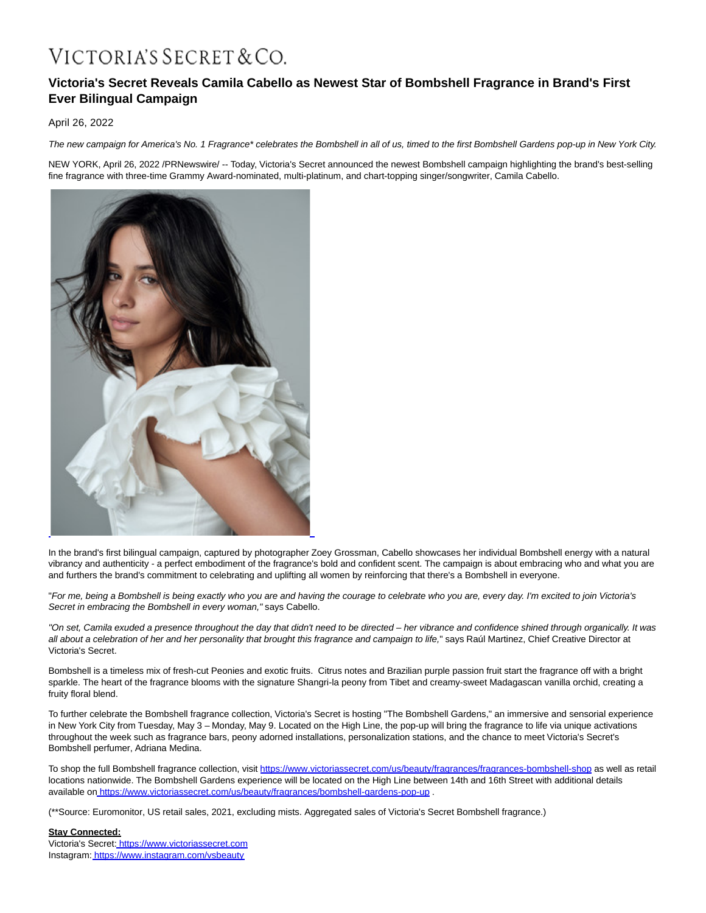VICTORIA'S SECRET & CO.

# Victoria's Secret Reveals Camila Cabello as Newest Star of Bombshell Fragrance in Brand's First Ever Bilingual Campaign

April 26, 2022

*The new campaign for America's No. 1 Fragrance* celebrates the Bombshell in all of us, timed to the first Bombshell Gardens pop-up in New York City.*

NEW YORK, April 26, 2022 /PRNewswire/ -- Today, Victoria's Secret announced the newest Bombshell campaign highlighting the brand's best-selling fine fragrance with three-time Grammy Award-nominated, multi-platinum, and chart-topping singer/songwriter, Camila Cabello.

In the brand's first bilingual campaign, captured by photographer Zoey Grossman, Cabello showcases her individual Bombshell energy with a natural vibrancy and authenticity - a perfect embodiment of the fragrance's bold and confident scent. The campaign is about embracing who and what you are and furthers the brand's commitment to celebrating and uplifting all women by reinforcing that there's a Bombshell in everyone.

"*For me, being a Bombshell is being exactly who you are and having the courage to celebrate who you are, every day. I'm excited to join Victoria's Secret in embracing the Bombshell in every woman,"* says Cabello.

*"On set, Camila exuded a presence throughout the day that didn't need to be directed – her vibrance and confidence shined through organically. It was all about a celebration of her and her personality that brought this fragrance and campaign to life,"* says Raúl Martinez, Chief Creative Director at Victoria's Secret.

Bombshell is a timeless mix of fresh-cut Peonies and exotic fruits. Citrus notes and Brazilian purple passion fruit start the fragrance off with a bright sparkle. The heart of the fragrance blooms with the signature Shangri-la peony from Tibet and creamy-sweet Madagascan vanilla orchid, creating a fruity floral blend.

To further celebrate the Bombshell fragrance collection, Victoria's Secret is hosting "The Bombshell Gardens," an immersive and sensorial experience in New York City from Tuesday, May 3 – Monday, May 9. Located on the High Line, the pop-up will bring the fragrance to life via unique activations throughout the week such as fragrance bars, peony adorned installations, personalization stations, and the chance to meet Victoria's Secret's Bombshell perfumer, Adriana Medina.

To shop the full Bombshell fragrance collection, visit https://www.victoriassecret.com/us/beauty/fragrances/fragrances-bombshell-shop as well as retail locations nationwide. The Bombshell Gardens experience will be located on the High Line between 14th and 16th Street with additional details available on https://www.victoriassecret.com/us/beauty/fragrances/bombshell-gardens-pop-up .

(**Source: Euromonitor, US retail sales, 2021, excluding mists. Aggregated sales of Victoria's Secret Bombshell fragrance.)

**Stay Connected:**
Victoria's Secret: https://www.victoriassecret.com
Instagram: https://www.instagram.com/vsbeauty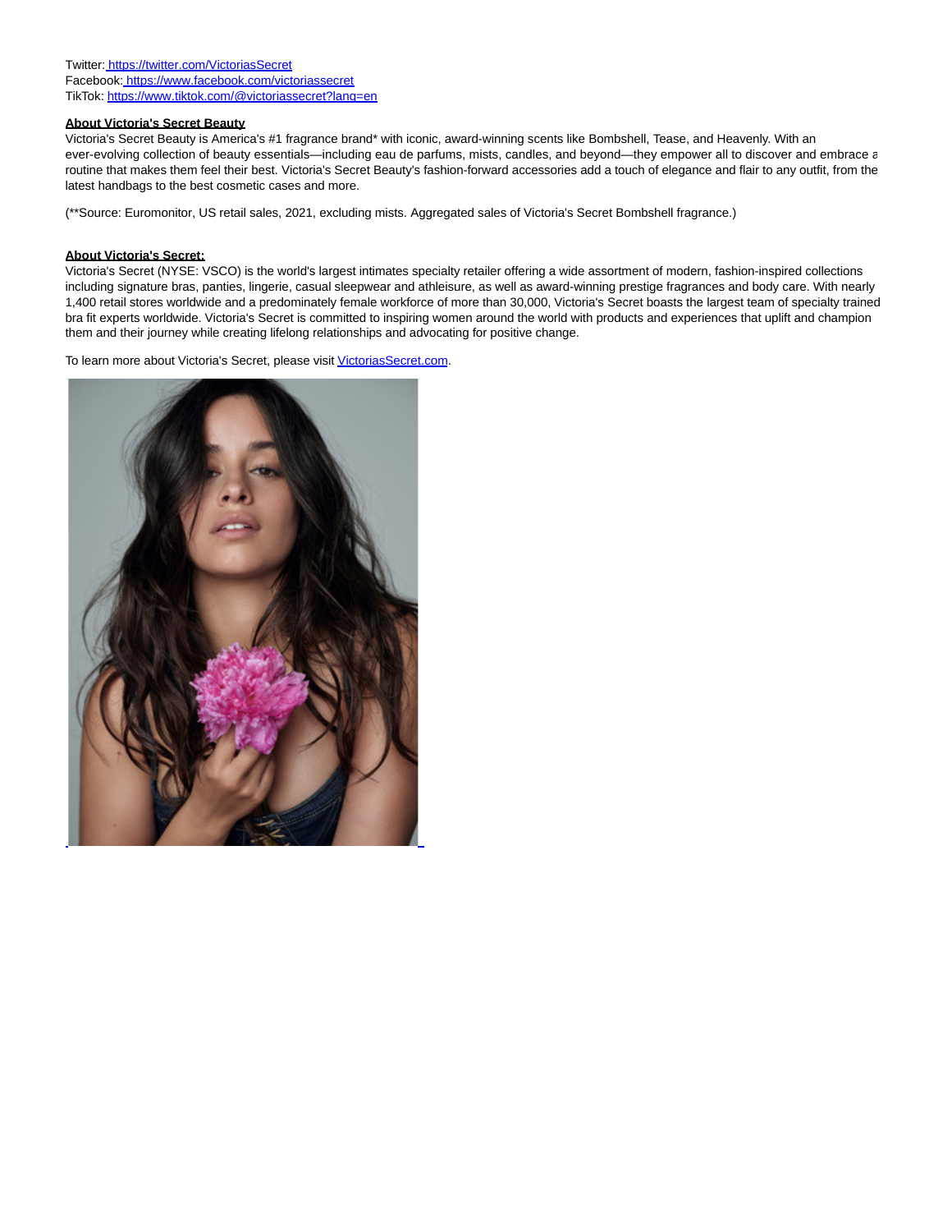Twitter: [https://twitter.com/VictoriasSecret](https://twitter.com/VictoriasSecret)
Facebook: [https://www.facebook.com/victoriassecret](https://www.facebook.com/victoriassecret)
TikTok: [https://www.tiktok.com/@victoriassecret?lang=en](https://www.tiktok.com/@victoriassecret?lang=en)

**About Victoria's Secret Beauty**

Victoria's Secret Beauty is America's #1 fragrance brand* with iconic, award-winning scents like Bombshell, Tease, and Heavenly. With an ever-evolving collection of beauty essentials—including eau de parfums, mists, candles, and beyond—they empower all to discover and embrace a routine that makes them feel their best. Victoria's Secret Beauty's fashion-forward accessories add a touch of elegance and flair to any outfit, from the latest handbags to the best cosmetic cases and more.

(**Source: Euromonitor, US retail sales, 2021, excluding mists. Aggregated sales of Victoria's Secret Bombshell fragrance.)

**About Victoria's Secret:**

Victoria's Secret (NYSE: VSCO) is the world's largest intimates specialty retailer offering a wide assortment of modern, fashion-inspired collections including signature bras, panties, lingerie, casual sleepwear and athleisure, as well as award-winning prestige fragrances and body care. With nearly 1,400 retail stores worldwide and a predominately female workforce of more than 30,000, Victoria's Secret boasts the largest team of specialty trained bra fit experts worldwide. Victoria's Secret is committed to inspiring women around the world with products and experiences that uplift and champion them and their journey while creating lifelong relationships and advocating for positive change.

To learn more about Victoria's Secret, please visit [VictoriasSecret.com](https://VictoriasSecret.com).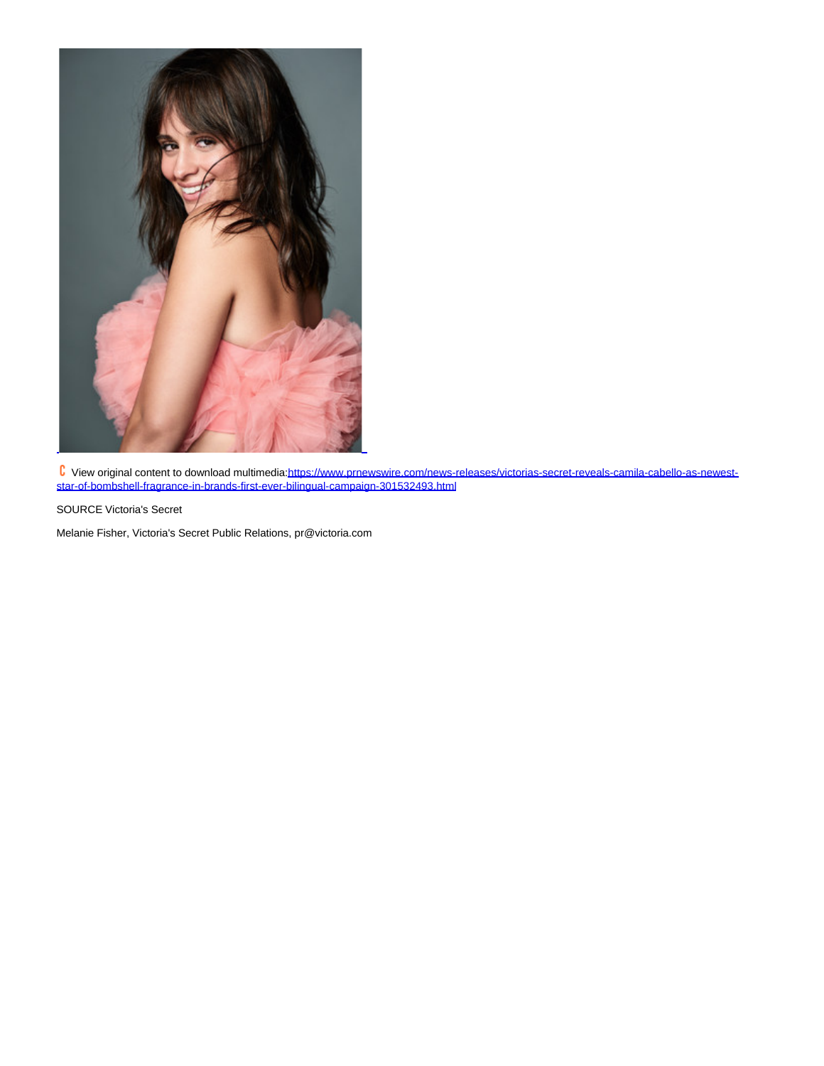View original content to download multimedia:https://www.prnewswire.com/news-releases/victorias-secret-reveals-camila-cabello-as-newest-star-of-bombshell-fragrance-in-brands-first-ever-bilingual-campaign-301532493.html

SOURCE Victoria's Secret

Melanie Fisher, Victoria's Secret Public Relations, pr@victoria.com